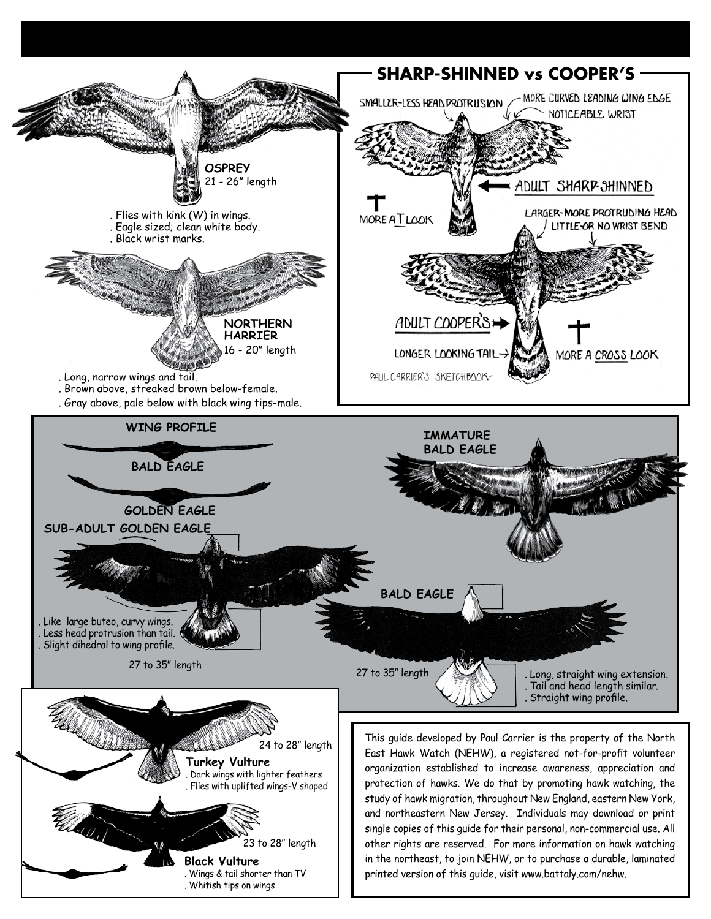**OSPREY**
21 - 26" length

. Flies with kink (W) in wings.
. Eagle sized; clean white body.
. Black wrist marks.

**NORTHERN HARRIER**
16 - 20" length

. Long, narrow wings and tail.
. Brown above, streaked brown below-female.
. Gray above, pale below with black wing tips-male.

## SHARP-SHINNED vs COOPER'S

SMALLER-LESS HEAD PROTRUSION
MORE CURVED LEADING WING EDGE
NOTICEABLE WRIST
ADULT SHARP-SHINNED
T
MORE A T LOOK
LARGER-MORE PROTRUDING HEAD
LITTLE-OR NO WRIST BEND
ADULT COOPER'S
LONGER LOOKING TAIL
MORE A CROSS LOOK
PAUL CARRIER'S SKETCHBOOK

**WING PROFILE**

**BALD EAGLE**

**GOLDEN EAGLE**

**IMMATURE BALD EAGLE**

**SUB-ADULT GOLDEN EAGLE**

. Like large buteo, curvy wings.
. Less head protrusion than tail.
. Slight dihedral to wing profile.

27 to 35" length

**BALD EAGLE**

27 to 35" length

. Long, straight wing extension.
. Tail and head length similar.
. Straight wing profile.

**Turkey Vulture**
24 to 28" length
. Dark wings with lighter feathers
. Flies with uplifted wings-V shaped

**Black Vulture**
23 to 28" length
. Wings & tail shorter than TV
. Whitish tips on wings

This guide developed by Paul Carrier is the property of the North East Hawk Watch (NEHW), a registered not-for-profit volunteer organization established to increase awareness, appreciation and protection of hawks. We do that by promoting hawk watching, the study of hawk migration, throughout New England, eastern New York, and northeastern New Jersey. Individuals may download or print single copies of this guide for their personal, non-commercial use. All other rights are reserved. For more information on hawk watching in the northeast, to join NEHW, or to purchase a durable, laminated printed version of this guide, visit www.battaly.com/nehw.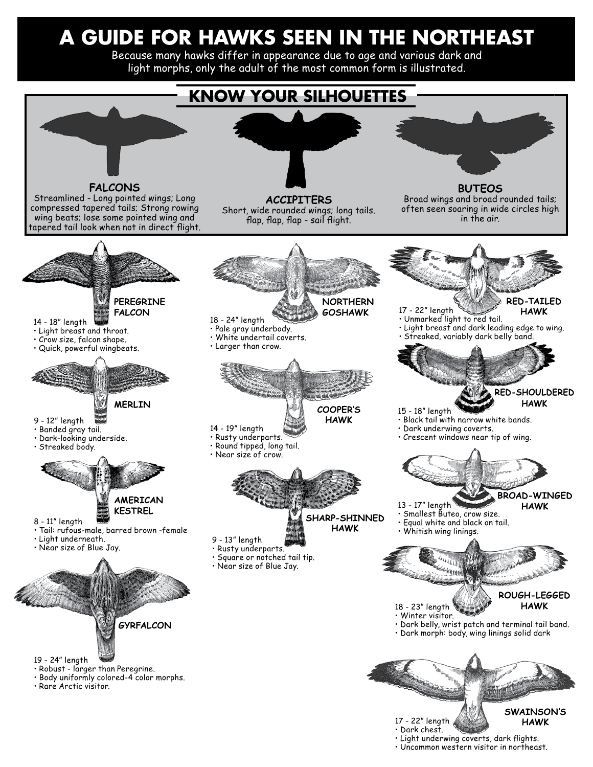# A GUIDE FOR HAWKS SEEN IN THE NORTHEAST

Because many hawks differ in appearance due to age and various dark and light morphs, only the adult of the most common form is illustrated.

## KNOW YOUR SILHOUETTES

### FALCONS

Streamlined - Long pointed wings; Long compressed tapered tails; Strong rowing wing beats; lose some pointed wing and tapered tail look when not in direct flight.

### ACCIPITERS

Short, wide rounded wings; long tails. flap, flap, flap - sail flight.

### BUTEOS

Broad wings and broad rounded tails; often seen soaring in wide circles high in the air.

---

### PEREGRINE FALCON

14 - 18" length

- Light breast and throat.
- Crow size, falcon shape.
- Quick, powerful wingbeats.

### MERLIN

9 - 12" length

- Banded gray tail.
- Dark-looking underside.
- Streaked body.

### AMERICAN KESTREL

8 - 11" length

- Tail: rufous-male, barred brown -female
- Light underneath.
- Near size of Blue Jay.

### GYRFALCON

19 - 24" length

- Robust - larger than Peregrine.
- Body uniformly colored-4 color morphs.
- Rare Arctic visitor.

### NORTHERN GOSHAWK

18 - 24" length

- Pale gray underbody.
- White undertail coverts.
- Larger than crow.

### COOPER'S HAWK

14 - 19" length

- Rusty underparts.
- Round tipped, long tail.
- Near size of crow.

### SHARP-SHINNED HAWK

9 - 13" length

- Rusty underparts.
- Square or notched tail tip.
- Near size of Blue Jay.

### RED-TAILED HAWK

17 - 22" length

- Unmarked light to red tail.
- Light breast and dark leading edge to wing.
- Streaked, variably dark belly band.

### RED-SHOULDERED HAWK

15 - 18" length

- Black tail with narrow white bands.
- Dark underwing coverts.
- Crescent windows near tip of wing.

### BROAD-WINGED HAWK

13 - 17" length

- Smallest Buteo, crow size.
- Equal white and black on tail.
- Whitish wing linings.

### ROUGH-LEGGED HAWK

18 - 23" length

- Winter visitor.
- Dark belly, wrist patch and terminal tail band.
- Dark morph: body, wing linings solid dark

### SWAINSON'S HAWK

17 - 22" length

- Dark chest.
- Light underwing coverts, dark flights.
- Uncommon western visitor in northeast.